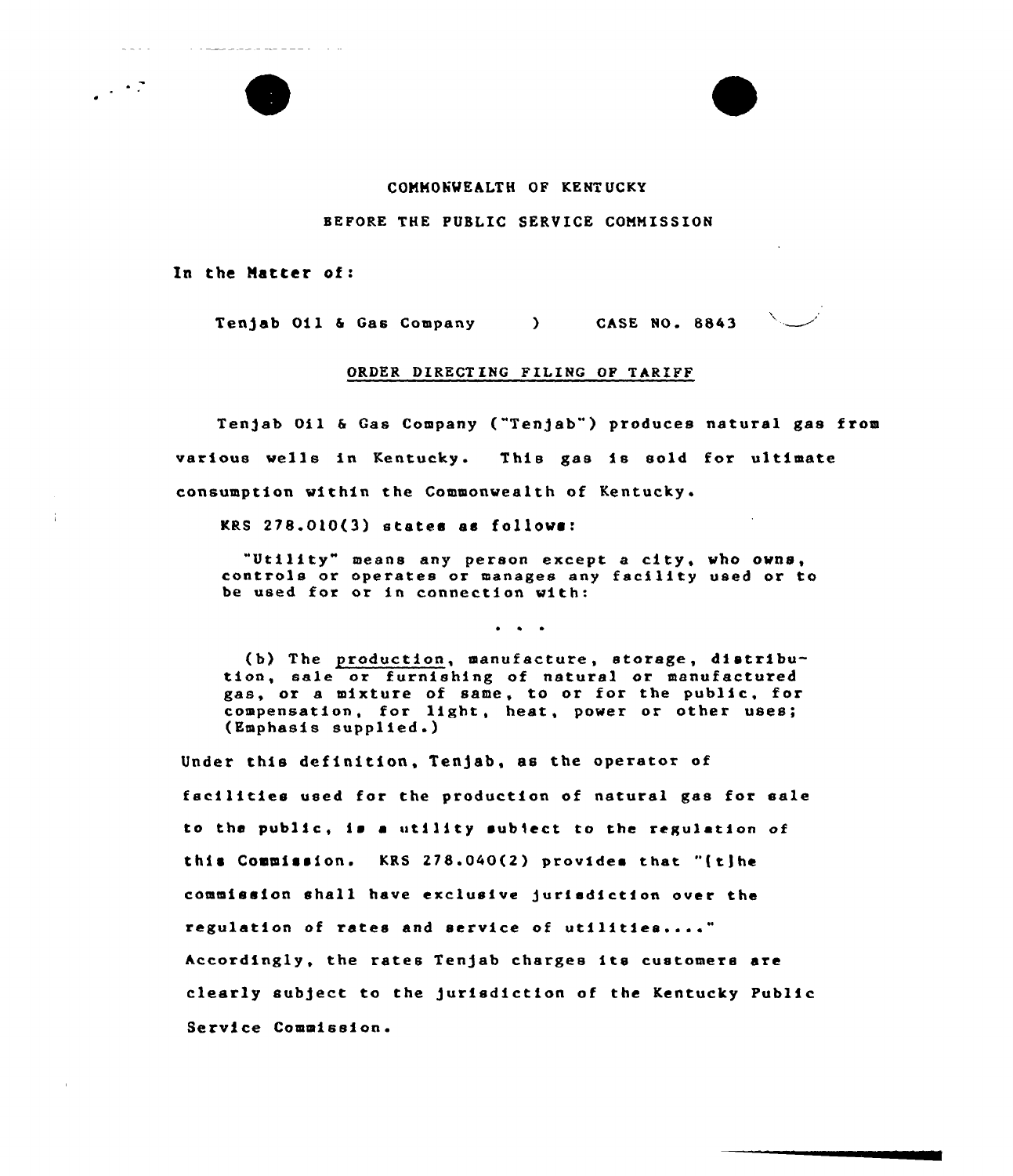COMMONWEALTH OF KENTUCKY

BEFORE THE PUBLIC SERVICE COMMISSION

In the Matter of:

Tenjab Oil & Gas Company ) CASE NO. 8843

ORDER DIRECTING FILING OF TARIFF

Tenjab Oil & Gas Company ("Tenjab") produces natural gas from various wells in Kentucky. This gas is sold for ultimate consumption within the Commonwealth of Kentucky.

KRS 278.010(3) states as follows:

> "Utility" means any person except a city, who owns, controls or operates or manages any facility used or to be used for or in connection with:
>
> . . .
>
> (b) The <u>production</u>, manufacture, storage, distribution, sale or furnishing of natural or manufactured gas, or a mixture of same, to or for the public, for compensation, for light, heat, power or other uses; (Emphasis supplied.)

Under this definition, Tenjab, as the operator of facilities used for the production of natural gas for sale to the public, is a utility subject to the regulation of this Commission. KRS 278.040(2) provides that "[t]he commission shall have exclusive jurisdiction over the regulation of rates and service of utilities...." Accordingly, the rates Tenjab charges its customers are clearly subject to the jurisdiction of the Kentucky Public Service Commission.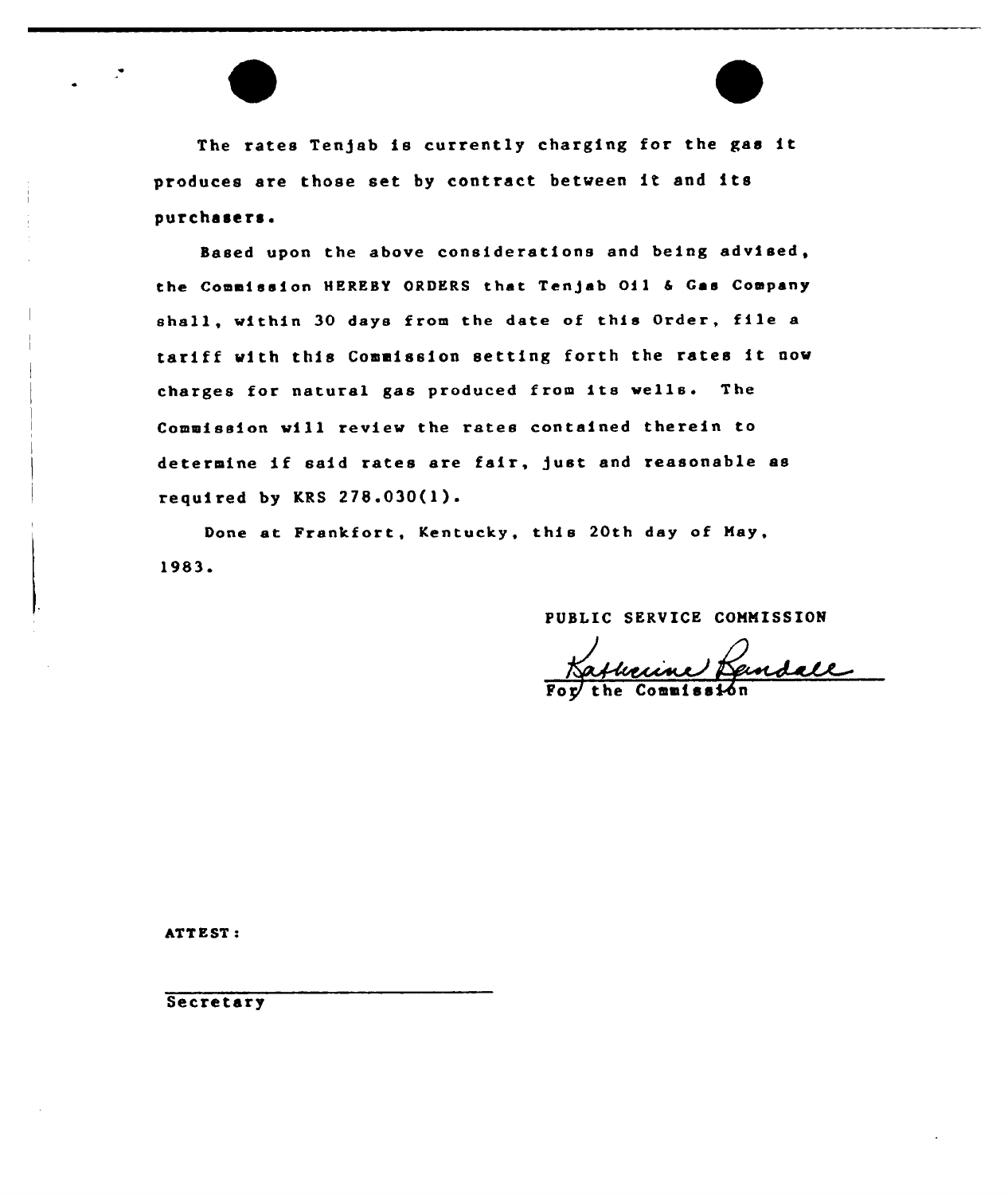The rates Tenjab is currently charging for the gas it produces are those set by contract between it and its purchasers.

Based upon the above considerations and being advised, the Commission HEREBY ORDERS that Tenjab Oil & Gas Company shall, within 30 days from the date of this Order, file a tariff with this Commission setting forth the rates it now charges for natural gas produced from its wells. The Commission will review the rates contained therein to determine if said rates are fair, just and reasonable as required by KRS 278.030(1).

Done at Frankfort, Kentucky, this 20th day of May, 1983.

PUBLIC SERVICE COMMISSION

Katherine Randall
For the Commission

ATTEST:

Secretary